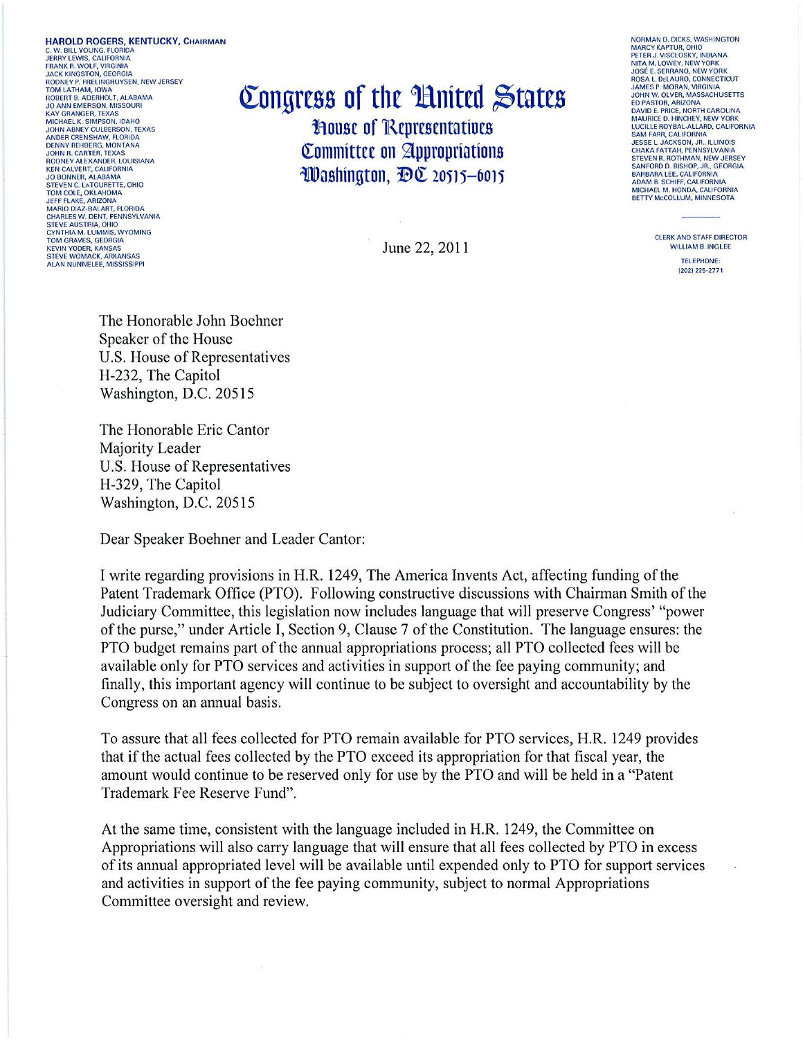HAROLD ROGERS, KENTUCKY, CHAIRMAN
C. W. BILL YOUNG, FLORIDA
JERRY LEWIS, CALIFORNIA
FRANK R. WOLF, VIRGINIA
JACK KINGSTON, GEORGIA
RODNEY P. FRELINGHUYSEN, NEW JERSEY
TOM LATHAM, IOWA
ROBERT B. ADERHOLT, ALABAMA
JO ANN EMERSON, MISSOURI
KAY GRANGER, TEXAS
MICHAEL K. SIMPSON, IDAHO
JOHN ABNEY CULBERSON, TEXAS
ANDER CRENSHAW, FLORIDA
DENNY REHBERG, MONTANA
JOHN R. CARTER, TEXAS
RODNEY ALEXANDER, LOUISIANA
KEN CALVERT, CALIFORNIA
JO BONNER, ALABAMA
STEVEN C. LATOURETTE, OHIO
TOM COLE, OKLAHOMA
JEFF FLAKE, ARIZONA
MARIO DIAZ-BALART, FLORIDA
CHARLES W. DENT, PENNSYLVANIA
STEVE AUSTRIA, OHIO
CYNTHIA M. LUMMIS, WYOMING
TOM GRAVES, GEORGIA
KEVIN YODER, KANSAS
STEVE WOMACK, ARKANSAS
ALAN NUNNELEE, MISSISSIPPI

# Congress of the United States
## House of Representatives
## Committee on Appropriations
## Washington, DC 20515–6015

NORMAN D. DICKS, WASHINGTON
MARCY KAPTUR, OHIO
PETER J. VISCLOSKY, INDIANA
NITA M. LOWEY, NEW YORK
JOSÉ E. SERRANO, NEW YORK
ROSA L. DeLAURO, CONNECTICUT
JAMES P. MORAN, VIRGINIA
JOHN W. OLVER, MASSACHUSETTS
ED PASTOR, ARIZONA
DAVID E. PRICE, NORTH CAROLINA
MAURICE D. HINCHEY, NEW YORK
LUCILLE ROYBAL-ALLARD, CALIFORNIA
SAM FARR, CALIFORNIA
JESSE L. JACKSON, JR., ILLINOIS
CHAKA FATTAH, PENNSYLVANIA
STEVEN R. ROTHMAN, NEW JERSEY
SANFORD D. BISHOP, JR., GEORGIA
BARBARA LEE, CALIFORNIA
ADAM B. SCHIFF, CALIFORNIA
MICHAEL M. HONDA, CALIFORNIA
BETTY McCOLLUM, MINNESOTA

CLERK AND STAFF DIRECTOR
WILLIAM B. INGLEE

TELEPHONE:
(202) 225-2771

June 22, 2011

The Honorable John Boehner
Speaker of the House
U.S. House of Representatives
H-232, The Capitol
Washington, D.C. 20515

The Honorable Eric Cantor
Majority Leader
U.S. House of Representatives
H-329, The Capitol
Washington, D.C. 20515

Dear Speaker Boehner and Leader Cantor:

I write regarding provisions in H.R. 1249, The America Invents Act, affecting funding of the Patent Trademark Office (PTO). Following constructive discussions with Chairman Smith of the Judiciary Committee, this legislation now includes language that will preserve Congress' "power of the purse," under Article I, Section 9, Clause 7 of the Constitution. The language ensures: the PTO budget remains part of the annual appropriations process; all PTO collected fees will be available only for PTO services and activities in support of the fee paying community; and finally, this important agency will continue to be subject to oversight and accountability by the Congress on an annual basis.

To assure that all fees collected for PTO remain available for PTO services, H.R. 1249 provides that if the actual fees collected by the PTO exceed its appropriation for that fiscal year, the amount would continue to be reserved only for use by the PTO and will be held in a "Patent Trademark Fee Reserve Fund".

At the same time, consistent with the language included in H.R. 1249, the Committee on Appropriations will also carry language that will ensure that all fees collected by PTO in excess of its annual appropriated level will be available until expended only to PTO for support services and activities in support of the fee paying community, subject to normal Appropriations Committee oversight and review.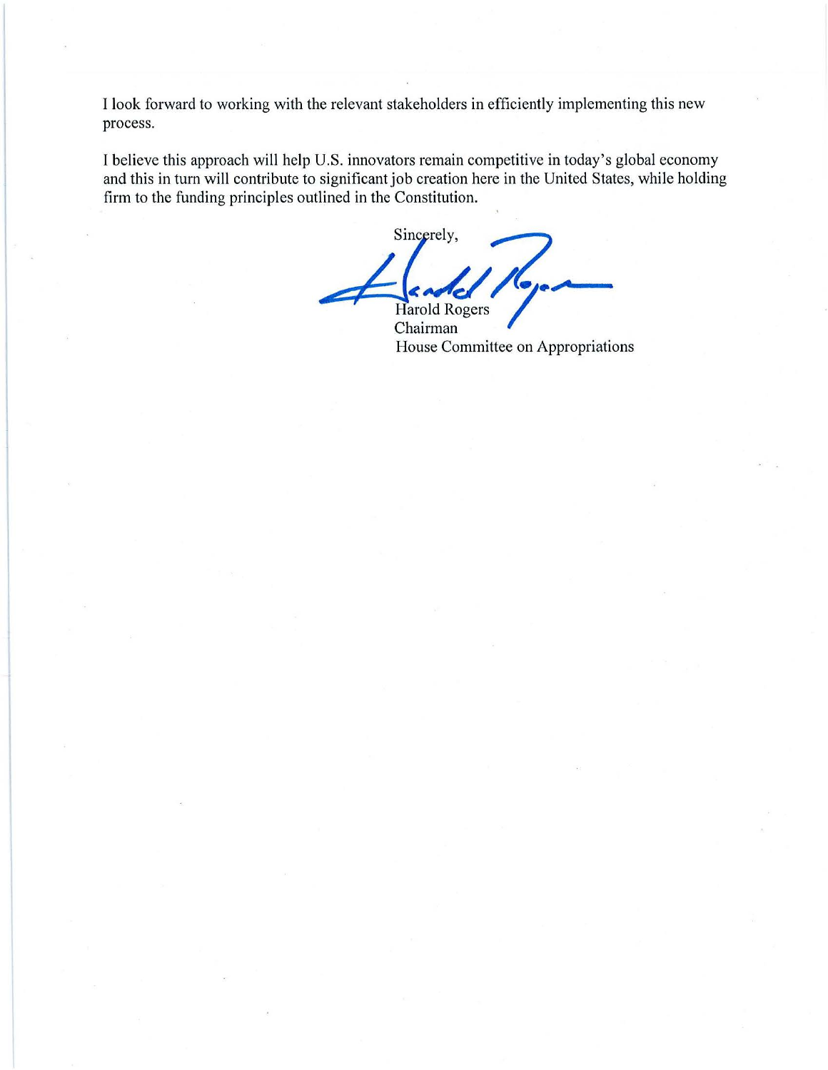I look forward to working with the relevant stakeholders in efficiently implementing this new process.

I believe this approach will help U.S. innovators remain competitive in today's global economy and this in turn will contribute to significant job creation here in the United States, while holding firm to the funding principles outlined in the Constitution.

Sincerely,

Harold Rogers
Chairman
House Committee on Appropriations